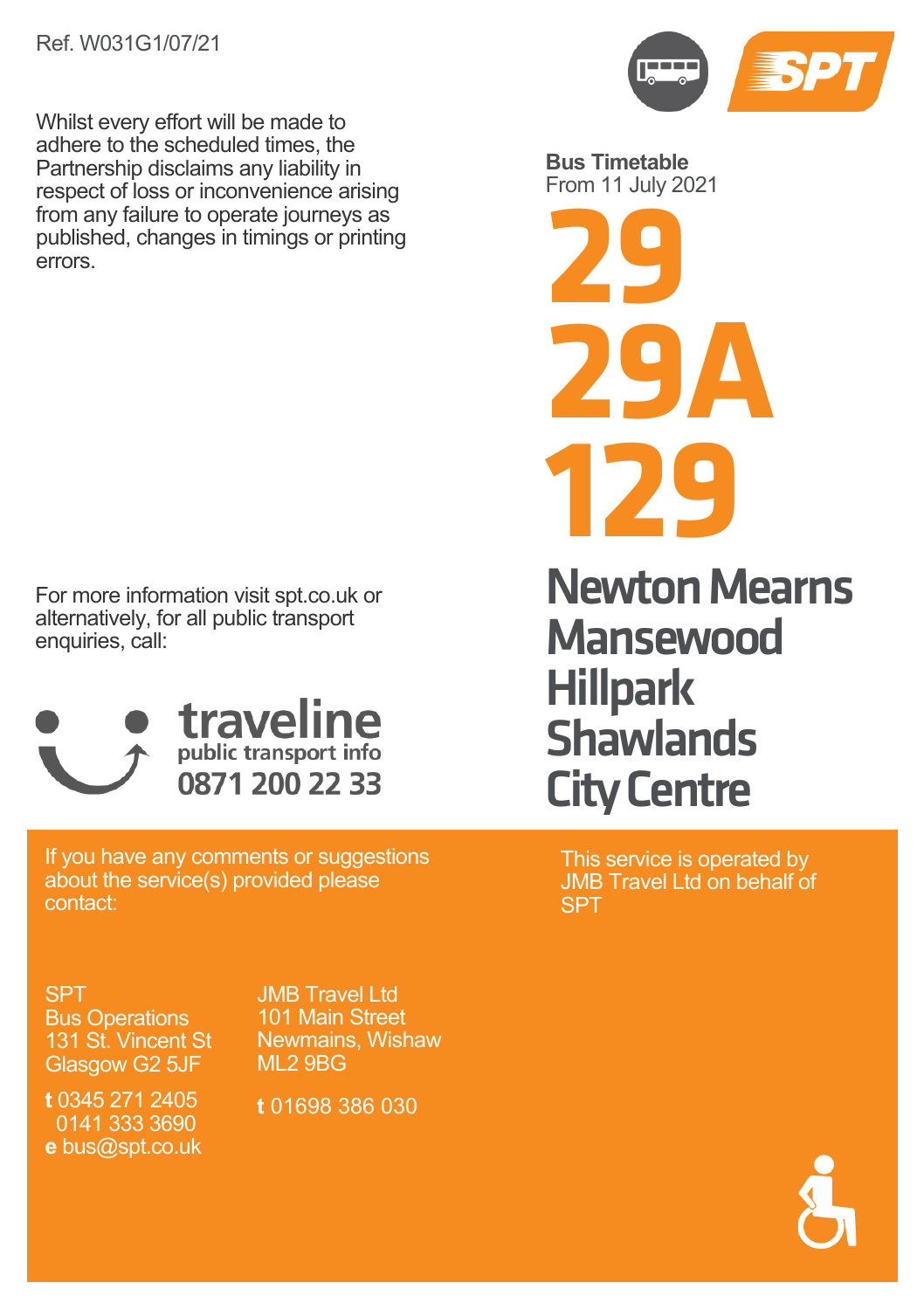Ref. W031G1/07/21

Whilst every effort will be made to adhere to the scheduled times, the Partnership disclaims any liability in respect of loss or inconvenience arising from any failure to operate journeys as published, changes in timings or printing errors.

SPT

**Bus Timetable**
From 11 July 2021

# 29
# 29A
# 129

## Newton Mearns
## Mansewood
## Hillpark
## Shawlands
## City Centre

For more information visit spt.co.uk or alternatively, for all public transport enquiries, call:

**traveline**
public transport info
**0871 200 22 33**

If you have any comments or suggestions about the service(s) provided please contact:

SPT
Bus Operations
131 St. Vincent St
Glasgow G2 5JF

**t** 0345 271 2405
0141 333 3690
**e** bus@spt.co.uk

JMB Travel Ltd
101 Main Street
Newmains, Wishaw
ML2 9BG

**t** 01698 386 030

This service is operated by JMB Travel Ltd on behalf of SPT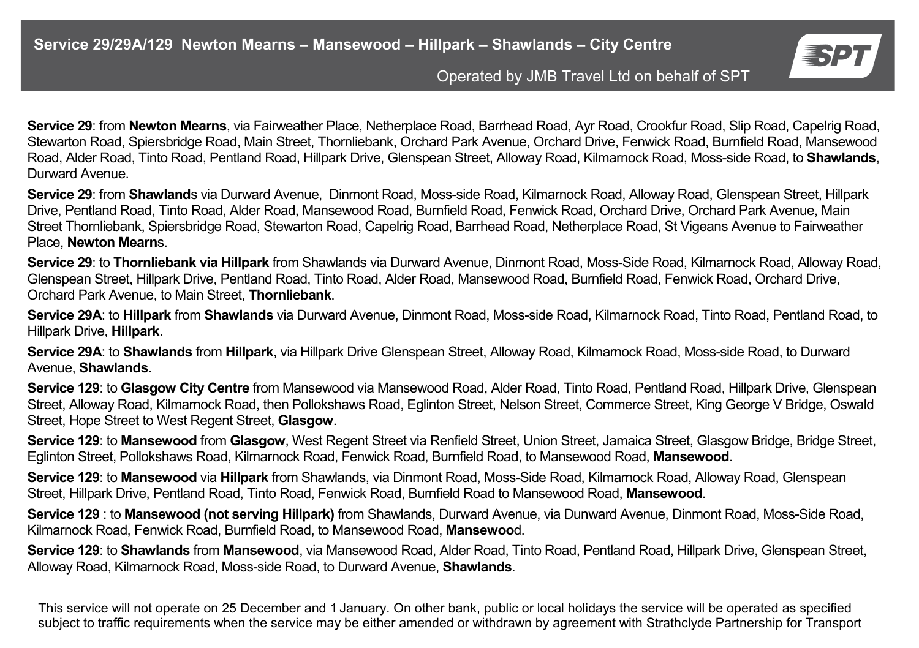## Service 29/29A/129 Newton Mearns – Mansewood – Hillpark – Shawlands – City Centre

Operated by JMB Travel Ltd on behalf of SPT

**Service 29**: from **Newton Mearns**, via Fairweather Place, Netherplace Road, Barrhead Road, Ayr Road, Crookfur Road, Slip Road, Capelrig Road, Stewarton Road, Spiersbridge Road, Main Street, Thornliebank, Orchard Park Avenue, Orchard Drive, Fenwick Road, Burnfield Road, Mansewood Road, Alder Road, Tinto Road, Pentland Road, Hillpark Drive, Glenspean Street, Alloway Road, Kilmarnock Road, Moss-side Road, to **Shawlands**, Durward Avenue.

**Service 29**: from **Shawland**s via Durward Avenue, Dinmont Road, Moss-side Road, Kilmarnock Road, Alloway Road, Glenspean Street, Hillpark Drive, Pentland Road, Tinto Road, Alder Road, Mansewood Road, Burnfield Road, Fenwick Road, Orchard Drive, Orchard Park Avenue, Main Street Thornliebank, Spiersbridge Road, Stewarton Road, Capelrig Road, Barrhead Road, Netherplace Road, St Vigeans Avenue to Fairweather Place, **Newton Mearn**s.

**Service 29**: to **Thornliebank via Hillpark** from Shawlands via Durward Avenue, Dinmont Road, Moss-Side Road, Kilmarnock Road, Alloway Road, Glenspean Street, Hillpark Drive, Pentland Road, Tinto Road, Alder Road, Mansewood Road, Burnfield Road, Fenwick Road, Orchard Drive, Orchard Park Avenue, to Main Street, **Thornliebank**.

**Service 29A**: to **Hillpark** from **Shawlands** via Durward Avenue, Dinmont Road, Moss-side Road, Kilmarnock Road, Tinto Road, Pentland Road, to Hillpark Drive, **Hillpark**.

**Service 29A**: to **Shawlands** from **Hillpark**, via Hillpark Drive Glenspean Street, Alloway Road, Kilmarnock Road, Moss-side Road, to Durward Avenue, **Shawlands**.

**Service 129**: to **Glasgow City Centre** from Mansewood via Mansewood Road, Alder Road, Tinto Road, Pentland Road, Hillpark Drive, Glenspean Street, Alloway Road, Kilmarnock Road, then Pollokshaws Road, Eglinton Street, Nelson Street, Commerce Street, King George V Bridge, Oswald Street, Hope Street to West Regent Street, **Glasgow**.

**Service 129**: to **Mansewood** from **Glasgow**, West Regent Street via Renfield Street, Union Street, Jamaica Street, Glasgow Bridge, Bridge Street, Eglinton Street, Pollokshaws Road, Kilmarnock Road, Fenwick Road, Burnfield Road, to Mansewood Road, **Mansewood**.

**Service 129**: to **Mansewood** via **Hillpark** from Shawlands, via Dinmont Road, Moss-Side Road, Kilmarnock Road, Alloway Road, Glenspean Street, Hillpark Drive, Pentland Road, Tinto Road, Fenwick Road, Burnfield Road to Mansewood Road, **Mansewood**.

**Service 129** : to **Mansewood (not serving Hillpark)** from Shawlands, Durward Avenue, via Dunward Avenue, Dinmont Road, Moss-Side Road, Kilmarnock Road, Fenwick Road, Burnfield Road, to Mansewood Road, **Mansewoo**d.

**Service 129**: to **Shawlands** from **Mansewood**, via Mansewood Road, Alder Road, Tinto Road, Pentland Road, Hillpark Drive, Glenspean Street, Alloway Road, Kilmarnock Road, Moss-side Road, to Durward Avenue, **Shawlands**.

This service will not operate on 25 December and 1 January. On other bank, public or local holidays the service will be operated as specified subject to traffic requirements when the service may be either amended or withdrawn by agreement with Strathclyde Partnership for Transport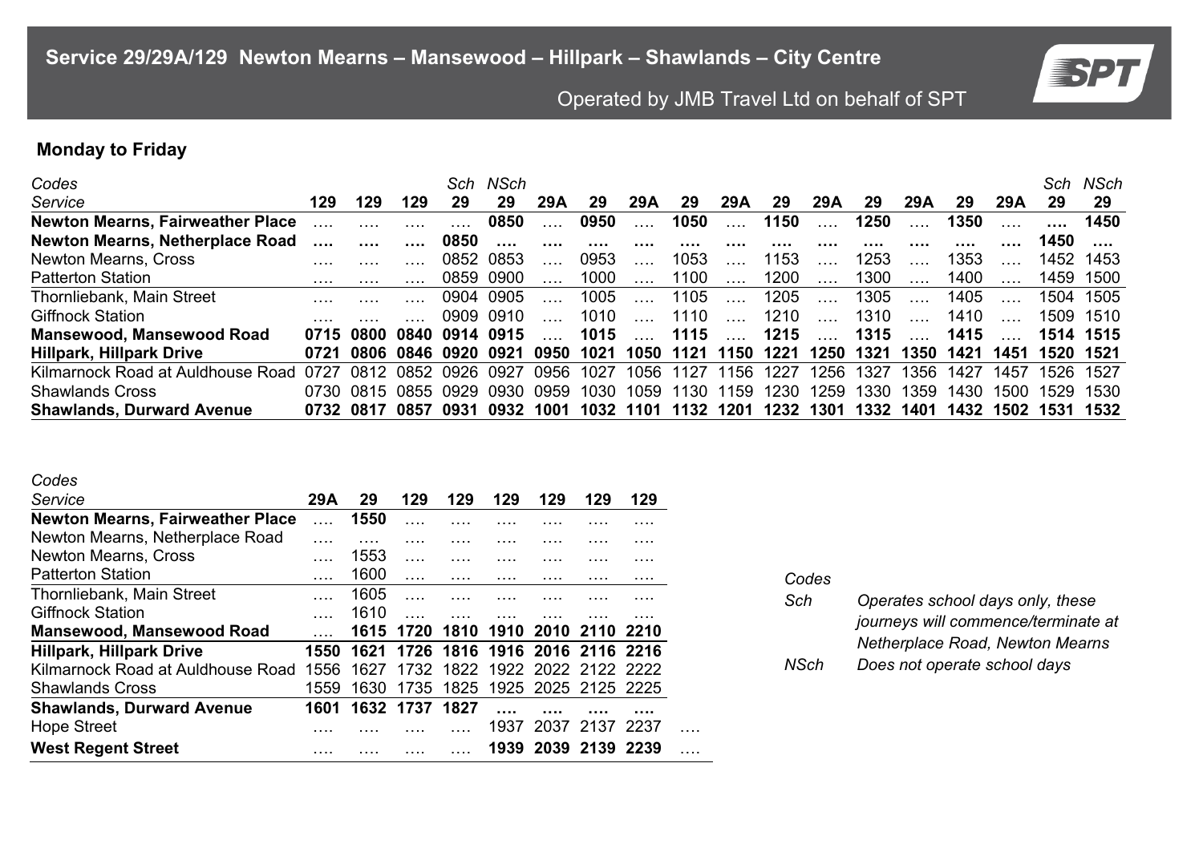## Service 29/29A/129 Newton Mearns – Mansewood – Hillpark – Shawlands – City Centre

Operated by JMB Travel Ltd on behalf of SPT

### Monday to Friday

| Codes | | | | Sch | NSch | | | | | | | | | | | | | Sch | NSch |
|---|---|---|---|---|---|---|---|---|---|---|---|---|---|---|---|---|---|---|---|
| Service | 129 | 129 | 129 | 29 | 29 | 29A | 29 | 29A | 29 | 29A | 29 | 29A | 29 | 29A | 29 | 29A | | 29 | 29 |
| **Newton Mearns, Fairweather Place** | …. | …. | …. | …. | **0850** | …. | **0950** | …. | **1050** | …. | **1150** | …. | **1250** | …. | **1350** | …. | | …. | **1450** |
| **Newton Mearns, Netherplace Road** | …. | …. | …. | **0850** | …. | …. | …. | …. | …. | …. | …. | …. | …. | …. | …. | …. | | **1450** | …. |
| Newton Mearns, Cross | …. | …. | …. | 0852 | 0853 | …. | 0953 | …. | 1053 | …. | 1153 | …. | 1253 | …. | 1353 | …. | | 1452 | 1453 |
| Patterton Station | …. | …. | …. | 0859 | 0900 | …. | 1000 | …. | 1100 | …. | 1200 | …. | 1300 | …. | 1400 | …. | | 1459 | 1500 |
| Thornliebank, Main Street | …. | …. | …. | 0904 | 0905 | …. | 1005 | …. | 1105 | …. | 1205 | …. | 1305 | …. | 1405 | …. | | 1504 | 1505 |
| Giffnock Station | …. | …. | …. | 0909 | 0910 | …. | 1010 | …. | 1110 | …. | 1210 | …. | 1310 | …. | 1410 | …. | | 1509 | 1510 |
| **Mansewood, Mansewood Road** | **0715** | **0800** | **0840** | **0914** | **0915** | …. | **1015** | …. | **1115** | …. | **1215** | …. | **1315** | …. | **1415** | …. | | **1514** | **1515** |
| **Hillpark, Hillpark Drive** | **0721** | **0806** | **0846** | **0920** | **0921** | **0950** | **1021** | **1050** | **1121** | **1150** | **1221** | **1250** | **1321** | **1350** | **1421** | **1451** | | **1520** | **1521** |
| Kilmarnock Road at Auldhouse Road | 0727 | 0812 | 0852 | 0926 | 0927 | 0956 | 1027 | 1056 | 1127 | 1156 | 1227 | 1256 | 1327 | 1356 | 1427 | 1457 | | 1526 | 1527 |
| Shawlands Cross | 0730 | 0815 | 0855 | 0929 | 0930 | 0959 | 1030 | 1059 | 1130 | 1159 | 1230 | 1259 | 1330 | 1359 | 1430 | 1500 | | 1529 | 1530 |
| **Shawlands, Durward Avenue** | **0732** | **0817** | **0857** | **0931** | **0932** | **1001** | **1032** | **1101** | **1132** | **1201** | **1232** | **1301** | **1332** | **1401** | **1432** | **1502** | | **1531** | **1532** |

| Codes | | | | | | | | |
|---|---|---|---|---|---|---|---|---|
| Service | 29A | 29 | 129 | 129 | 129 | 129 | 129 | 129 |
| **Newton Mearns, Fairweather Place** | …. | **1550** | …. | …. | …. | …. | …. | …. |
| Newton Mearns, Netherplace Road | …. | …. | …. | …. | …. | …. | …. | …. |
| Newton Mearns, Cross | …. | 1553 | …. | …. | …. | …. | …. | …. |
| Patterton Station | …. | 1600 | …. | …. | …. | …. | …. | …. |
| Thornliebank, Main Street | …. | 1605 | …. | …. | …. | …. | …. | …. |
| Giffnock Station | …. | 1610 | …. | …. | …. | …. | …. | …. |
| **Mansewood, Mansewood Road** | …. | **1615** | **1720** | **1810** | **1910** | **2010** | **2110** | **2210** |
| **Hillpark, Hillpark Drive** | **1550** | **1621** | **1726** | **1816** | **1916** | **2016** | **2116** | **2216** |
| Kilmarnock Road at Auldhouse Road | 1556 | 1627 | 1732 | 1822 | 1922 | 2022 | 2122 | 2222 |
| Shawlands Cross | 1559 | 1630 | 1735 | 1825 | 1925 | 2025 | 2125 | 2225 |
| **Shawlands, Durward Avenue** | **1601** | **1632** | **1737** | **1827** | …. | …. | …. | …. |
| Hope Street | …. | …. | …. | …. | 1937 | 2037 | 2137 | 2237 |
| **West Regent Street** | …. | …. | …. | …. | **1939** | **2039** | **2139** | **2239** |

*Codes*

*Sch* — *Operates school days only, these journeys will commence/terminate at Netherplace Road, Newton Mearns*

*NSch* — *Does not operate school days*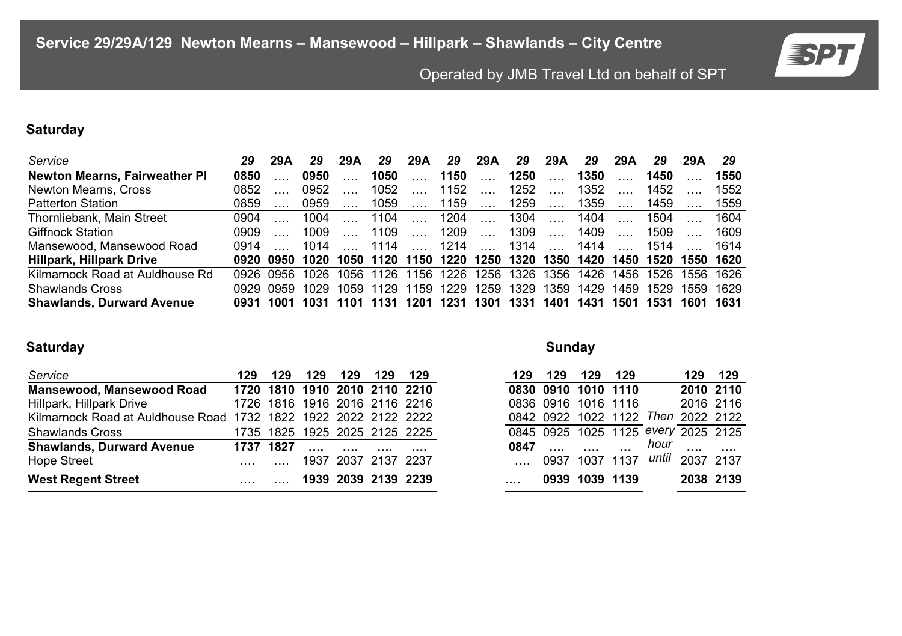## Service 29/29A/129 Newton Mearns – Mansewood – Hillpark – Shawlands – City Centre

Operated by JMB Travel Ltd on behalf of SPT

### Saturday

| *Service* | *29* | **29A** | *29* | **29A** | *29* | **29A** | *29* | **29A** | *29* | **29A** | *29* | **29A** | *29* | **29A** | *29* |
|---|---|---|---|---|---|---|---|---|---|---|---|---|---|---|---|
| **Newton Mearns, Fairweather Pl** | **0850** | …. | **0950** | …. | **1050** | …. | **1150** | …. | **1250** | …. | **1350** | …. | **1450** | …. | **1550** |
| Newton Mearns, Cross | 0852 | …. | 0952 | …. | 1052 | …. | 1152 | …. | 1252 | …. | 1352 | …. | 1452 | …. | 1552 |
| Patterton Station | 0859 | …. | 0959 | …. | 1059 | …. | 1159 | …. | 1259 | …. | 1359 | …. | 1459 | …. | 1559 |
| Thornliebank, Main Street | 0904 | …. | 1004 | …. | 1104 | …. | 1204 | …. | 1304 | …. | 1404 | …. | 1504 | …. | 1604 |
| Giffnock Station | 0909 | …. | 1009 | …. | 1109 | …. | 1209 | …. | 1309 | …. | 1409 | …. | 1509 | …. | 1609 |
| Mansewood, Mansewood Road | 0914 | …. | 1014 | …. | 1114 | …. | 1214 | …. | 1314 | …. | 1414 | …. | 1514 | …. | 1614 |
| **Hillpark, Hillpark Drive** | **0920** | **0950** | **1020** | **1050** | **1120** | **1150** | **1220** | **1250** | **1320** | **1350** | **1420** | **1450** | **1520** | **1550** | **1620** |
| Kilmarnock Road at Auldhouse Rd | 0926 | 0956 | 1026 | 1056 | 1126 | 1156 | 1226 | 1256 | 1326 | 1356 | 1426 | 1456 | 1526 | 1556 | 1626 |
| Shawlands Cross | 0929 | 0959 | 1029 | 1059 | 1129 | 1159 | 1229 | 1259 | 1329 | 1359 | 1429 | 1459 | 1529 | 1559 | 1629 |
| **Shawlands, Durward Avenue** | **0931** | **1001** | **1031** | **1101** | **1131** | **1201** | **1231** | **1301** | **1331** | **1401** | **1431** | **1501** | **1531** | **1601** | **1631** |

### Saturday

| *Service* | 129 | 129 | 129 | 129 | 129 | 129 |
|---|---|---|---|---|---|---|
| **Mansewood, Mansewood Road** | **1720** | **1810** | **1910** | **2010** | **2110** | **2210** |
| Hillpark, Hillpark Drive | 1726 | 1816 | 1916 | 2016 | 2116 | 2216 |
| Kilmarnock Road at Auldhouse Road | 1732 | 1822 | 1922 | 2022 | 2122 | 2222 |
| Shawlands Cross | 1735 | 1825 | 1925 | 2025 | 2125 | 2225 |
| **Shawlands, Durward Avenue** | **1737** | **1827** | **….** | **….** | **….** | **….** |
| Hope Street | …. | …. | 1937 | 2037 | 2137 | 2237 |
| **West Regent Street** | …. | …. | **1939** | **2039** | **2139** | **2239** |

### Sunday

| *Service* | 129 | 129 | 129 | 129 | | 129 | 129 |
|---|---|---|---|---|---|---|---|
| **Mansewood, Mansewood Road** | **0830** | **0910** | **1010** | **1110** | | **2010** | **2110** |
| Hillpark, Hillpark Drive | 0836 | 0916 | 1016 | 1116 | | 2016 | 2116 |
| Kilmarnock Road at Auldhouse Road | 0842 | 0922 | 1022 | 1122 | *Then* | 2022 | 2122 |
| Shawlands Cross | 0845 | 0925 | 1025 | 1125 | *every* | 2025 | 2125 |
| **Shawlands, Durward Avenue** | **0847** | **….** | **….** | **…** | *hour* | **….** | **….** |
| Hope Street | …. | 0937 | 1037 | 1137 | *until* | 2037 | 2137 |
| **West Regent Street** | **….** | **0939** | **1039** | **1139** | | **2038** | **2139** |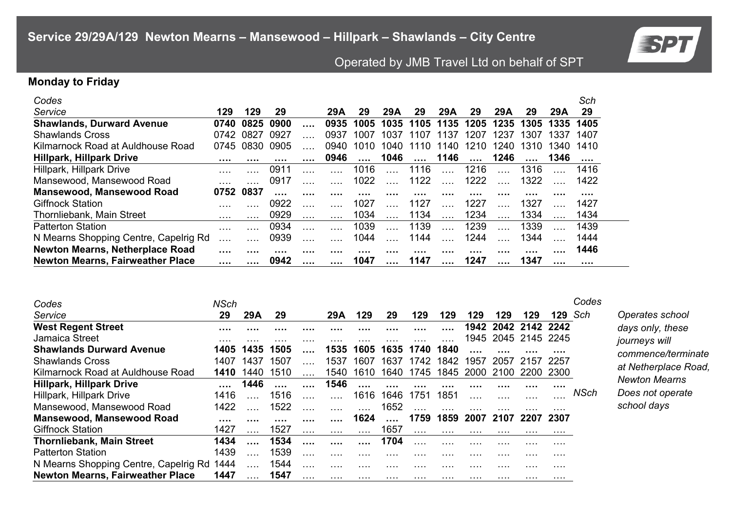## Service 29/29A/129 Newton Mearns – Mansewood – Hillpark – Shawlands – City Centre

Operated by JMB Travel Ltd on behalf of SPT

### Monday to Friday

| Codes | | | | | | | | | | | | | | | Sch |
|---|---|---|---|---|---|---|---|---|---|---|---|---|---|---|---|
| Service | 129 | 129 | 29 | | 29A | 29 | 29A | 29 | 29A | 29 | 29A | 29 | 29A | 29 |
| **Shawlands, Durward Avenue** | **0740** | **0825** | **0900** | **….** | **0935** | **1005** | **1035** | **1105** | **1135** | **1205** | **1235** | **1305** | **1335** | **1405** |
| Shawlands Cross | 0742 | 0827 | 0927 | …. | 0937 | 1007 | 1037 | 1107 | 1137 | 1207 | 1237 | 1307 | 1337 | 1407 |
| Kilmarnock Road at Auldhouse Road | 0745 | 0830 | 0905 | …. | 0940 | 1010 | 1040 | 1110 | 1140 | 1210 | 1240 | 1310 | 1340 | 1410 |
| **Hillpark, Hillpark Drive** | **….** | **….** | **….** | **….** | **0946** | **….** | **1046** | **….** | **1146** | **….** | **1246** | **….** | **1346** | **….** |
| Hillpark, Hillpark Drive | …. | …. | 0911 | …. | …. | 1016 | …. | 1116 | …. | 1216 | …. | 1316 | …. | 1416 |
| Mansewood, Mansewood Road | …. | …. | 0917 | …. | …. | 1022 | …. | 1122 | …. | 1222 | …. | 1322 | …. | 1422 |
| **Mansewood, Mansewood Road** | **0752** | **0837** | **….** | **….** | **….** | **….** | **….** | **….** | **….** | **….** | **….** | **….** | **….** | **….** |
| Giffnock Station | …. | …. | 0922 | …. | …. | 1027 | …. | 1127 | …. | 1227 | …. | 1327 | …. | 1427 |
| Thornliebank, Main Street | …. | …. | 0929 | …. | …. | 1034 | …. | 1134 | …. | 1234 | …. | 1334 | …. | 1434 |
| Patterton Station | …. | …. | 0934 | …. | …. | 1039 | …. | 1139 | …. | 1239 | …. | 1339 | …. | 1439 |
| N Mearns Shopping Centre, Capelrig Rd | …. | …. | 0939 | …. | …. | 1044 | …. | 1144 | …. | 1244 | …. | 1344 | …. | 1444 |
| **Newton Mearns, Netherplace Road** | **….** | **….** | **….** | **….** | **….** | **….** | **….** | **….** | **….** | **….** | **….** | **….** | **….** | **1446** |
| **Newton Mearns, Fairweather Place** | **….** | **….** | **0942** | **….** | **….** | **1047** | **….** | **1147** | **….** | **1247** | **….** | **1347** | **….** | **….** |

| Codes | NSch | | | | | | | | | | | | |
|---|---|---|---|---|---|---|---|---|---|---|---|---|---|
| Service | 29 | 29A | 29 | | 29A | 129 | 29 | 129 | 129 | 129 | 129 | 129 | 129 |
| **West Regent Street** | **….** | **….** | **….** | **….** | **….** | **….** | **….** | **….** | **….** | **1942** | **2042** | **2142** | **2242** |
| Jamaica Street | …. | …. | …. | …. | …. | …. | …. | …. | …. | 1945 | 2045 | 2145 | 2245 |
| **Shawlands Durward Avenue** | **1405** | **1435** | **1505** | **….** | **1535** | **1605** | **1635** | **1740** | **1840** | **….** | **….** | **….** | **….** |
| Shawlands Cross | 1407 | 1437 | 1507 | …. | 1537 | 1607 | 1637 | 1742 | 1842 | 1957 | 2057 | 2157 | 2257 |
| Kilmarnock Road at Auldhouse Road | **1410** | 1440 | 1510 | …. | 1540 | 1610 | 1640 | 1745 | 1845 | 2000 | 2100 | 2200 | 2300 |
| **Hillpark, Hillpark Drive** | **….** | **1446** | **….** | **….** | **1546** | **….** | **….** | **….** | **….** | **….** | **….** | **….** | **….** |
| Hillpark, Hillpark Drive | 1416 | …. | 1516 | …. | …. | 1616 | 1646 | 1751 | 1851 | …. | …. | …. | …. |
| Mansewood, Mansewood Road | 1422 | …. | 1522 | …. | …. | …. | 1652 | …. | …. | …. | …. | …. | …. |
| **Mansewood, Mansewood Road** | **….** | **….** | **….** | **….** | **….** | **1624** | **….** | **1759** | **1859** | **2007** | **2107** | **2207** | **2307** |
| Giffnock Station | 1427 | …. | 1527 | …. | …. | …. | 1657 | …. | …. | …. | …. | …. | …. |
| **Thornliebank, Main Street** | **1434** | **….** | **1534** | **….** | **….** | **….** | **1704** | …. | …. | …. | …. | …. | …. |
| Patterton Station | 1439 | …. | 1539 | …. | …. | …. | …. | …. | …. | …. | …. | …. | …. |
| N Mearns Shopping Centre, Capelrig Rd | 1444 | …. | 1544 | …. | …. | …. | …. | …. | …. | …. | …. | …. | …. |
| **Newton Mearns, Fairweather Place** | **1447** | …. | **1547** | …. | …. | …. | …. | …. | …. | …. | …. | …. | …. |

| Codes | |
|---|---|
| Sch | *Operates school days only, these journeys will commence/terminate at Netherplace Road, Newton Mearns* |
| NSch | *Does not operate school days* |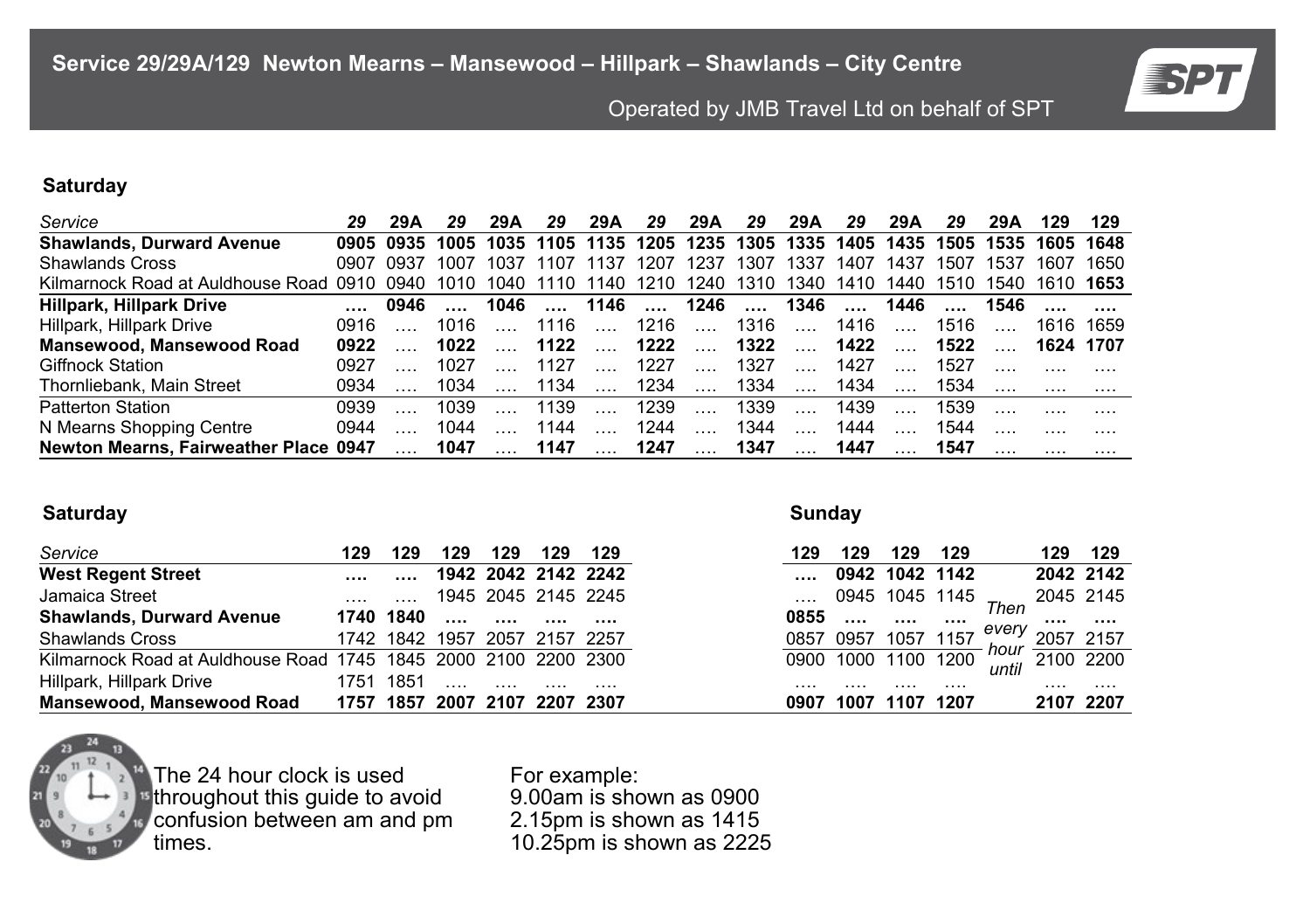## Service 29/29A/129 Newton Mearns – Mansewood – Hillpark – Shawlands – City Centre

Operated by JMB Travel Ltd on behalf of SPT

### Saturday

| *Service* | **29** | **29A** | **29** | **29A** | **29** | **29A** | **29** | **29A** | **29** | **29A** | **29** | **29A** | **29** | **29A** | **129** | **129** |
|---|---|---|---|---|---|---|---|---|---|---|---|---|---|---|---|---|
| **Shawlands, Durward Avenue** | **0905** | **0935** | **1005** | **1035** | **1105** | **1135** | **1205** | **1235** | **1305** | **1335** | **1405** | **1435** | **1505** | **1535** | **1605** | **1648** |
| Shawlands Cross | 0907 | 0937 | 1007 | 1037 | 1107 | 1137 | 1207 | 1237 | 1307 | 1337 | 1407 | 1437 | 1507 | 1537 | 1607 | 1650 |
| Kilmarnock Road at Auldhouse Road | 0910 | 0940 | 1010 | 1040 | 1110 | 1140 | 1210 | 1240 | 1310 | 1340 | 1410 | 1440 | 1510 | 1540 | 1610 | **1653** |
| **Hillpark, Hillpark Drive** | **….** | **0946** | **….** | **1046** | **….** | **1146** | **….** | **1246** | **….** | **1346** | **….** | **1446** | **….** | **1546** | **….** | **….** |
| Hillpark, Hillpark Drive | 0916 | …. | 1016 | …. | 1116 | …. | 1216 | …. | 1316 | …. | 1416 | …. | 1516 | …. | 1616 | 1659 |
| **Mansewood, Mansewood Road** | **0922** | …. | **1022** | …. | **1122** | …. | **1222** | …. | **1322** | …. | **1422** | …. | **1522** | …. | **1624** | **1707** |
| Giffnock Station | 0927 | …. | 1027 | …. | 1127 | …. | 1227 | …. | 1327 | …. | 1427 | …. | 1527 | …. | …. | …. |
| Thornliebank, Main Street | 0934 | …. | 1034 | …. | 1134 | …. | 1234 | …. | 1334 | …. | 1434 | …. | 1534 | …. | …. | …. |
| Patterton Station | 0939 | …. | 1039 | …. | 1139 | …. | 1239 | …. | 1339 | …. | 1439 | …. | 1539 | …. | …. | …. |
| N Mearns Shopping Centre | 0944 | …. | 1044 | …. | 1144 | …. | 1244 | …. | 1344 | …. | 1444 | …. | 1544 | …. | …. | …. |
| **Newton Mearns, Fairweather Place** | **0947** | …. | **1047** | …. | **1147** | …. | **1247** | …. | **1347** | …. | **1447** | …. | **1547** | …. | …. | …. |

### Saturday

| *Service* | **129** | **129** | **129** | **129** | **129** | **129** |
|---|---|---|---|---|---|---|
| **West Regent Street** | **….** | **….** | **1942** | **2042** | **2142** | **2242** |
| Jamaica Street | …. | …. | 1945 | 2045 | 2145 | 2245 |
| **Shawlands, Durward Avenue** | **1740** | **1840** | **….** | **….** | **….** | **….** |
| Shawlands Cross | 1742 | 1842 | 1957 | 2057 | 2157 | 2257 |
| Kilmarnock Road at Auldhouse Road | 1745 | 1845 | 2000 | 2100 | 2200 | 2300 |
| Hillpark, Hillpark Drive | 1751 | 1851 | …. | …. | …. | …. |
| **Mansewood, Mansewood Road** | **1757** | **1857** | **2007** | **2107** | **2207** | **2307** |

### Sunday

| *Service* | **129** | **129** | **129** | **129** | | **129** | **129** |
|---|---|---|---|---|---|---|---|
| **West Regent Street** | **….** | **0942** | **1042** | **1142** | | **2042** | **2142** |
| Jamaica Street | …. | 0945 | 1045 | 1145 | *Then* | 2045 | 2145 |
| **Shawlands, Durward Avenue** | **0855** | **….** | **….** | **….** | *every* | **….** | **….** |
| Shawlands Cross | 0857 | 0957 | 1057 | 1157 | *hour* | 2057 | 2157 |
| Kilmarnock Road at Auldhouse Road | 0900 | 1000 | 1100 | 1200 | *until* | 2100 | 2200 |
| Hillpark, Hillpark Drive | …. | …. | …. | …. | | …. | …. |
| **Mansewood, Mansewood Road** | **0907** | **1007** | **1107** | **1207** | | **2107** | **2207** |

The 24 hour clock is used throughout this guide to avoid confusion between am and pm times.

For example:
9.00am is shown as 0900
2.15pm is shown as 1415
10.25pm is shown as 2225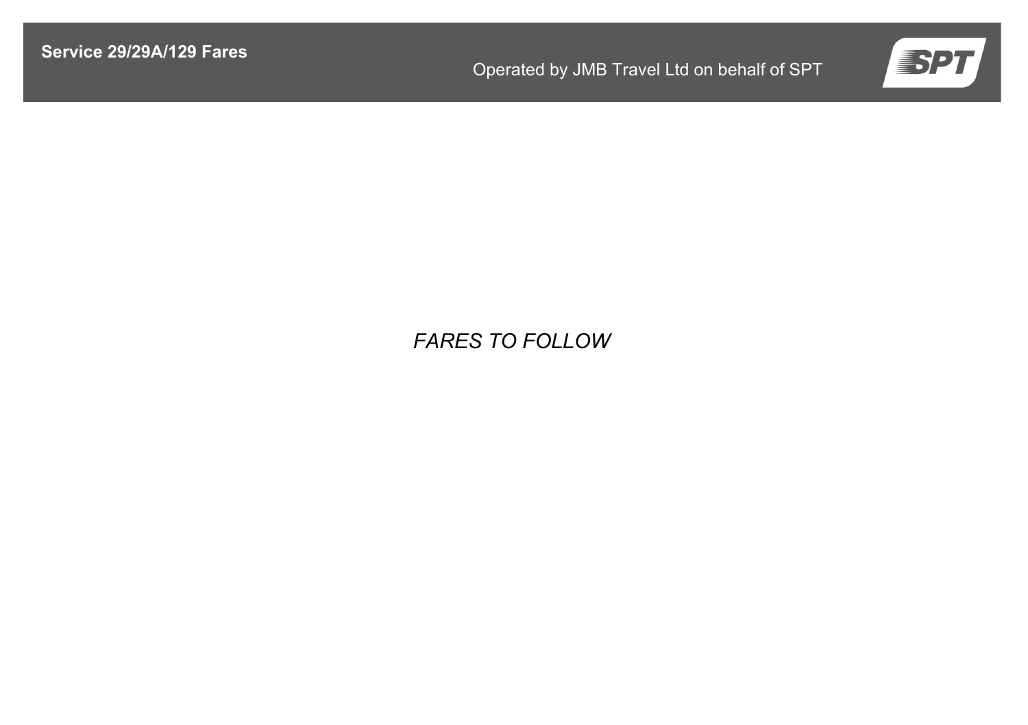# Service 29/29A/129 Fares

Operated by JMB Travel Ltd on behalf of SPT

*FARES TO FOLLOW*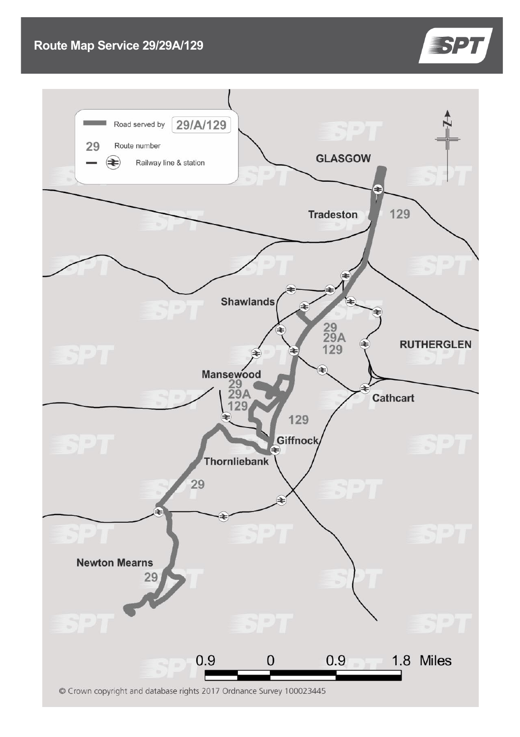# Route Map Service 29/29A/129

SPT

Road served by 29/A/129

29 Route number

Railway line & station

GLASGOW

Tradeston

129

Shawlands

29
29A
129

RUTHERGLEN

Mansewood

29
29A
129

129

Cathcart

Giffnock

Thornliebank

29

Newton Mearns

29

0.9 0 0.9 1.8 Miles

© Crown copyright and database rights 2017 Ordnance Survey 100023445